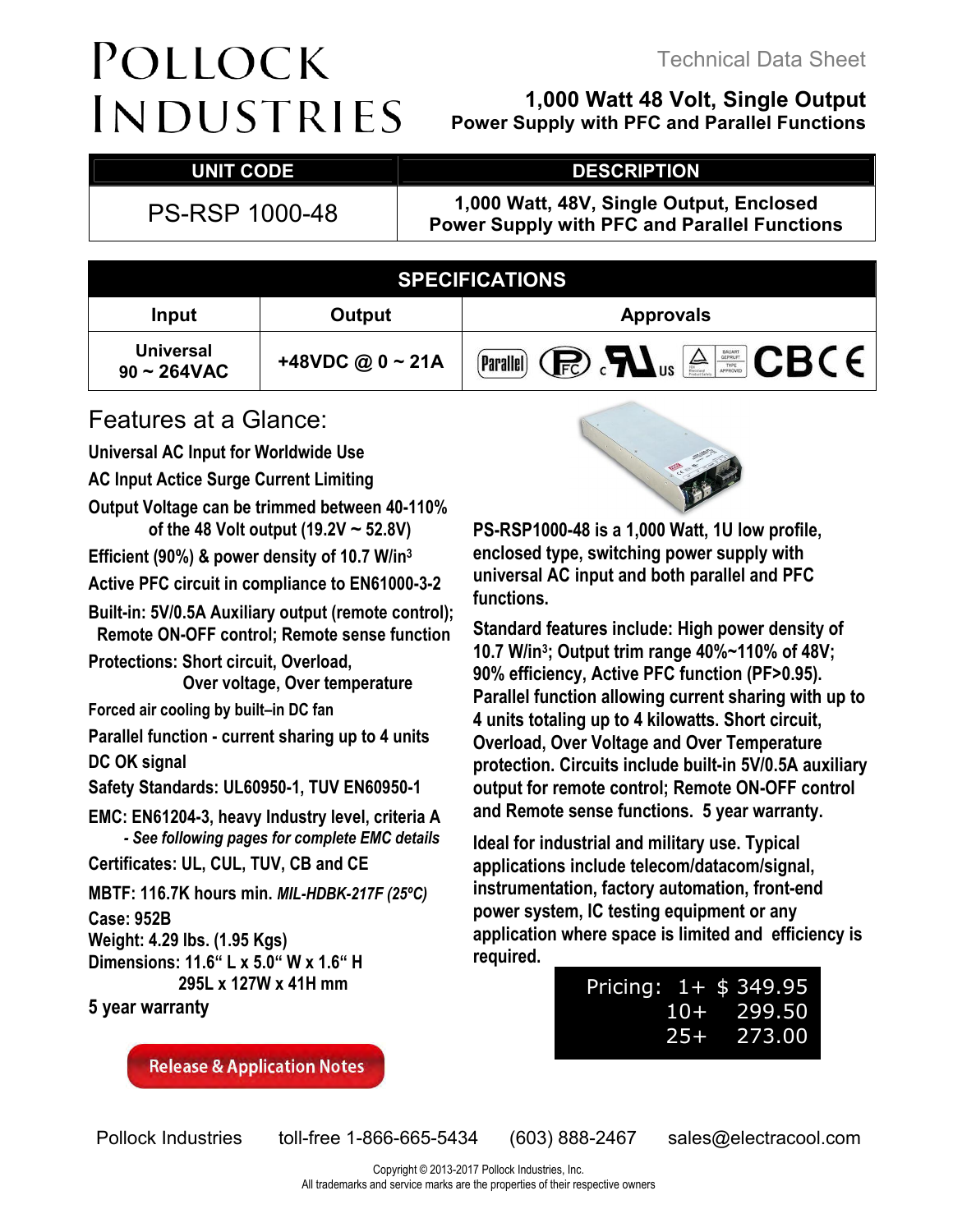# POLLOCK INDUSTRIES

Technical Data Sheet

## 1,000 Watt 48 Volt, Single Output Power Supply with PFC and Parallel Functions

| UNIT CODE | DESCRIPTION |
| --- | --- |
| PS-RSP 1000-48 | 1,000 Watt, 48V, Single Output, Enclosed Power Supply with PFC and Parallel Functions |

| SPECIFICATIONS | | |
| --- | --- | --- |
| **Input** | **Output** | **Approvals** |
| Universal 90 ~ 264VAC | +48VDC @ 0 ~ 21A | Parallel, FCC, cULus, TUV Bauart, CB, CE |

## Features at a Glance:

**Universal AC Input for Worldwide Use**

**AC Input Actice Surge Current Limiting**

**Output Voltage can be trimmed between 40-110% of the 48 Volt output (19.2V ~ 52.8V)**

**Efficient (90%) & power density of 10.7 W/in$^3$**

**Active PFC circuit in compliance to EN61000-3-2**

**Built-in: 5V/0.5A Auxiliary output (remote control); Remote ON-OFF control; Remote sense function**

**Protections: Short circuit, Overload, Over voltage, Over temperature**

**Forced air cooling by built–in DC fan**

**Parallel function - current sharing up to 4 units**

**DC OK signal**

**Safety Standards: UL60950-1, TUV EN60950-1**

**EMC: EN61204-3, heavy Industry level, criteria A**
*- See following pages for complete EMC details*

**Certificates: UL, CUL, TUV, CB and CE**

**MBTF: 116.7K hours min.** *MIL-HDBK-217F (25ºC)*

**Case: 952B**
**Weight: 4.29 lbs. (1.95 Kgs)**
**Dimensions: 11.6" L x 5.0" W x 1.6" H**
**295L x 127W x 41H mm**

**5 year warranty**

Release & Application Notes

**PS-RSP1000-48 is a 1,000 Watt, 1U low profile, enclosed type, switching power supply with universal AC input and both parallel and PFC functions.**

**Standard features include: High power density of 10.7 W/in$^3$; Output trim range 40%~110% of 48V; 90% efficiency, Active PFC function (PF>0.95). Parallel function allowing current sharing with up to 4 units totaling up to 4 kilowatts. Short circuit, Overload, Over Voltage and Over Temperature protection. Circuits include built-in 5V/0.5A auxiliary output for remote control; Remote ON-OFF control and Remote sense functions. 5 year warranty.**

**Ideal for industrial and military use. Typical applications include telecom/datacom/signal, instrumentation, factory automation, front-end power system, IC testing equipment or any application where space is limited and efficiency is required.**

| Pricing: | |
| --- | --- |
| 1+ | $ 349.95 |
| 10+ | 299.50 |
| 25+ | 273.00 |

Pollock Industries toll-free 1-866-665-5434 (603) 888-2467 sales@electracool.com

Copyright © 2013-2017 Pollock Industries, Inc.
All trademarks and service marks are the properties of their respective owners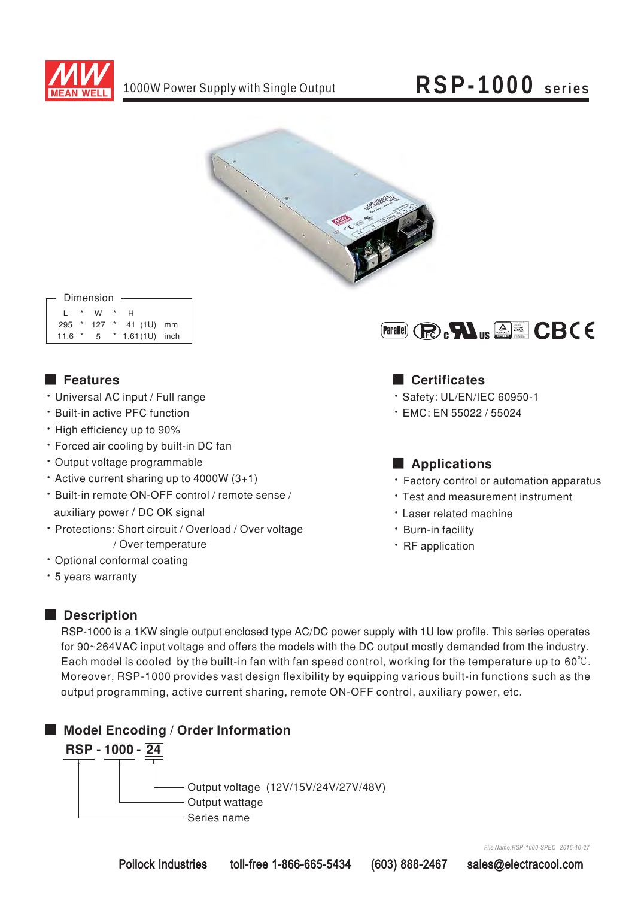# RSP-1000 series

1000W Power Supply with Single Output

| Dimension | | | | | | |
|---|---|---|---|---|---|---|
| L | * | W | * | H | | |
| 295 | * | 127 | * | 41 (1U) | | mm |
| 11.6 | * | 5 | * | 1.61 (1U) | | inch |

## Features

- Universal AC input / Full range
- Built-in active PFC function
- High efficiency up to 90%
- Forced air cooling by built-in DC fan
- Output voltage programmable
- Active current sharing up to 4000W (3+1)
- Built-in remote ON-OFF control / remote sense / auxiliary power / DC OK signal
- Protections: Short circuit / Overload / Over voltage / Over temperature
- Optional conformal coating
- 5 years warranty

## Certificates

- Safety: UL/EN/IEC 60950-1
- EMC: EN 55022 / 55024

## Applications

- Factory control or automation apparatus
- Test and measurement instrument
- Laser related machine
- Burn-in facility
- RF application

## Description

RSP-1000 is a 1KW single output enclosed type AC/DC power supply with 1U low profile. This series operates for 90~264VAC input voltage and offers the models with the DC output mostly demanded from the industry. Each model is cooled by the built-in fan with fan speed control, working for the temperature up to 60℃. Moreover, RSP-1000 provides vast design flexibility by equipping various built-in functions such as the output programming, active current sharing, remote ON-OFF control, auxiliary power, etc.

## Model Encoding / Order Information

**RSP - 1000 - 24**

- 24: Output voltage (12V/15V/24V/27V/48V)
- 1000: Output wattage
- RSP: Series name

Pollock Industries toll-free 1-866-665-5434 (603) 888-2467 sales@electracool.com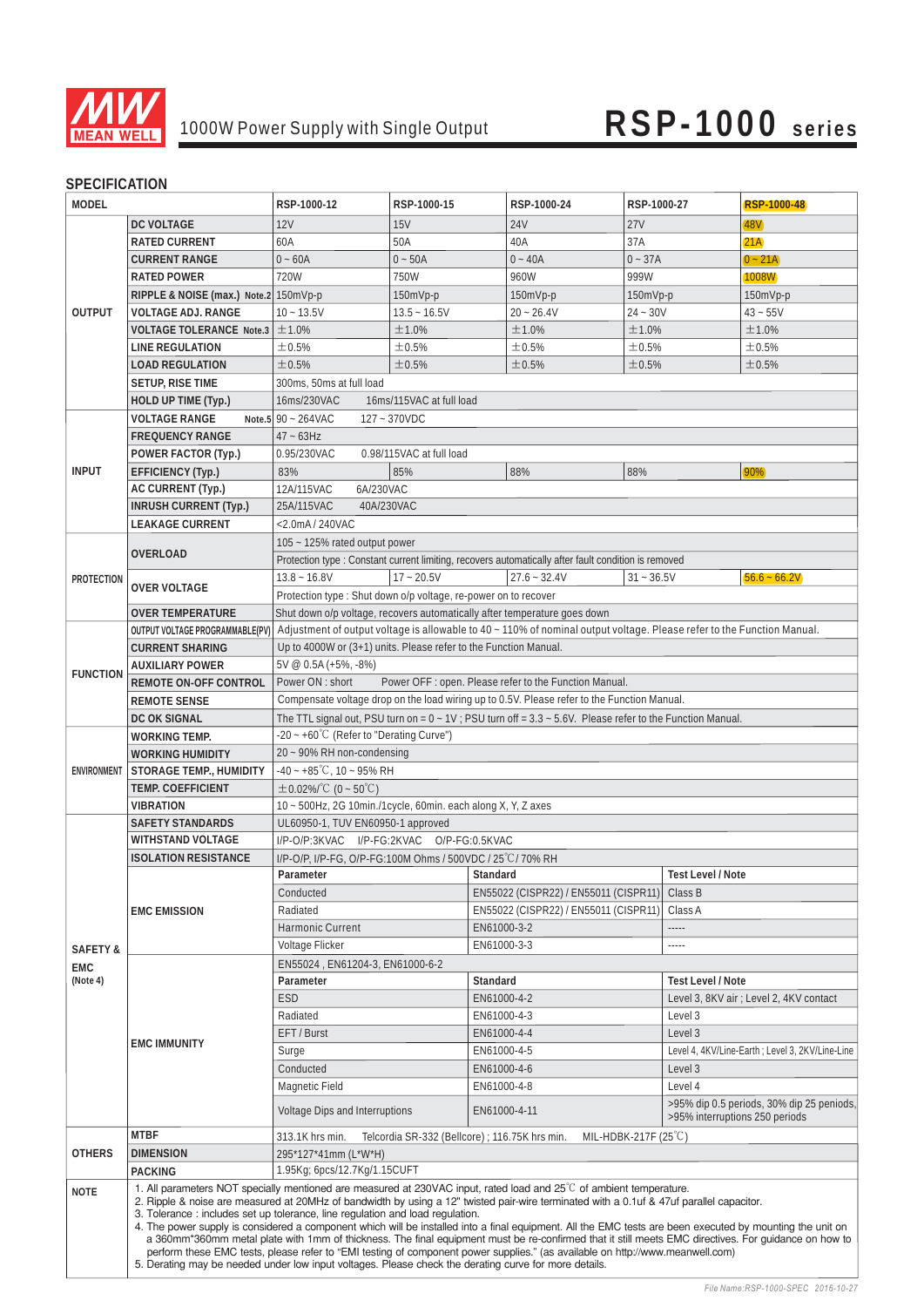# 1000W Power Supply with Single Output — RSP-1000 series

## SPECIFICATION

| MODEL | | RSP-1000-12 | RSP-1000-15 | RSP-1000-24 | RSP-1000-27 | RSP-1000-48 |
|---|---|---|---|---|---|---|
| OUTPUT | DC VOLTAGE | 12V | 15V | 24V | 27V | 48V |
| | RATED CURRENT | 60A | 50A | 40A | 37A | 21A |
| | CURRENT RANGE | 0 ~ 60A | 0 ~ 50A | 0 ~ 40A | 0 ~ 37A | 0 ~ 21A |
| | RATED POWER | 720W | 750W | 960W | 999W | 1008W |
| | RIPPLE & NOISE (max.) Note.2 | 150mVp-p | 150mVp-p | 150mVp-p | 150mVp-p | 150mVp-p |
| | VOLTAGE ADJ. RANGE | 10 ~ 13.5V | 13.5 ~ 16.5V | 20 ~ 26.4V | 24 ~ 30V | 43 ~ 55V |
| | VOLTAGE TOLERANCE Note.3 | ±1.0% | ±1.0% | ±1.0% | ±1.0% | ±1.0% |
| | LINE REGULATION | ±0.5% | ±0.5% | ±0.5% | ±0.5% | ±0.5% |
| | LOAD REGULATION | ±0.5% | ±0.5% | ±0.5% | ±0.5% | ±0.5% |
| | SETUP, RISE TIME | 300ms, 50ms at full load | | | | |
| | HOLD UP TIME (Typ.) | 16ms/230VAC 16ms/115VAC at full load | | | | |
| INPUT | VOLTAGE RANGE Note.5 | 90 ~ 264VAC 127 ~ 370VDC | | | | |
| | FREQUENCY RANGE | 47 ~ 63Hz | | | | |
| | POWER FACTOR (Typ.) | 0.95/230VAC 0.98/115VAC at full load | | | | |
| | EFFICIENCY (Typ.) | 83% | 85% | 88% | 88% | 90% |
| | AC CURRENT (Typ.) | 12A/115VAC 6A/230VAC | | | | |
| | INRUSH CURRENT (Typ.) | 25A/115VAC 40A/230VAC | | | | |
| | LEAKAGE CURRENT | <2.0mA / 240VAC | | | | |
| PROTECTION | OVERLOAD | 105 ~ 125% rated output power | | | | |
| | | Protection type : Constant current limiting, recovers automatically after fault condition is removed | | | | |
| | OVER VOLTAGE | 13.8 ~ 16.8V | 17 ~ 20.5V | 27.6 ~ 32.4V | 31 ~ 36.5V | 56.6 ~ 66.2V |
| | | Protection type : Shut down o/p voltage, re-power on to recover | | | | |
| | OVER TEMPERATURE | Shut down o/p voltage, recovers automatically after temperature goes down | | | | |
| FUNCTION | OUTPUT VOLTAGE PROGRAMMABLE(PV) | Adjustment of output voltage is allowable to 40 ~ 110% of nominal output voltage. Please refer to the Function Manual. | | | | |
| | CURRENT SHARING | Up to 4000W or (3+1) units. Please refer to the Function Manual. | | | | |
| | AUXILIARY POWER | 5V @ 0.5A (+5%, -8%) | | | | |
| | REMOTE ON-OFF CONTROL | Power ON : short Power OFF : open. Please refer to the Function Manual. | | | | |
| | REMOTE SENSE | Compensate voltage drop on the load wiring up to 0.5V. Please refer to the Function Manual. | | | | |
| | DC OK SIGNAL | The TTL signal out, PSU turn on = 0 ~ 1V ; PSU turn off = 3.3 ~ 5.6V. Please refer to the Function Manual. | | | | |
| ENVIRONMENT | WORKING TEMP. | -20 ~ +60℃ (Refer to "Derating Curve") | | | | |
| | WORKING HUMIDITY | 20 ~ 90% RH non-condensing | | | | |
| | STORAGE TEMP., HUMIDITY | -40 ~ +85℃, 10 ~ 95% RH | | | | |
| | TEMP. COEFFICIENT | ±0.02%/℃ (0 ~ 50℃) | | | | |
| | VIBRATION | 10 ~ 500Hz, 2G 10min./1cycle, 60min. each along X, Y, Z axes | | | | |
| SAFETY & EMC (Note 4) | SAFETY STANDARDS | UL60950-1, TUV EN60950-1 approved | | | | |
| | WITHSTAND VOLTAGE | I/P-O/P:3KVAC I/P-FG:2KVAC O/P-FG:0.5KVAC | | | | |
| | ISOLATION RESISTANCE | I/P-O/P, I/P-FG, O/P-FG:100M Ohms / 500VDC / 25℃/ 70% RH | | | | |
| | EMC EMISSION | **Parameter** | **Standard** | | **Test Level / Note** | |
| | | Conducted | EN55022 (CISPR22) / EN55011 (CISPR11) | | Class B | |
| | | Radiated | EN55022 (CISPR22) / EN55011 (CISPR11) | | Class A | |
| | | Harmonic Current | EN61000-3-2 | | ----- | |
| | | Voltage Flicker | EN61000-3-3 | | ----- | |
| | EMC IMMUNITY | EN55024 , EN61204-3, EN61000-6-2 | | | | |
| | | **Parameter** | **Standard** | | **Test Level / Note** | |
| | | ESD | EN61000-4-2 | | Level 3, 8KV air ; Level 2, 4KV contact | |
| | | Radiated | EN61000-4-3 | | Level 3 | |
| | | EFT / Burst | EN61000-4-4 | | Level 3 | |
| | | Surge | EN61000-4-5 | | Level 4, 4KV/Line-Earth ; Level 3, 2KV/Line-Line | |
| | | Conducted | EN61000-4-6 | | Level 3 | |
| | | Magnetic Field | EN61000-4-8 | | Level 4 | |
| | | Voltage Dips and Interruptions | EN61000-4-11 | | >95% dip 0.5 periods, 30% dip 25 periods, >95% interruptions 250 periods | |
| OTHERS | MTBF | 313.1K hrs min. Telcordia SR-332 (Bellcore) ; 116.75K hrs min. MIL-HDBK-217F (25℃) | | | | |
| | DIMENSION | 295*127*41mm (L*W*H) | | | | |
| | PACKING | 1.95Kg; 6pcs/12.7Kg/1.15CUFT | | | | |

**NOTE**

1. All parameters NOT specially mentioned are measured at 230VAC input, rated load and 25℃ of ambient temperature.
2. Ripple & noise are measured at 20MHz of bandwidth by using a 12" twisted pair-wire terminated with a 0.1uf & 47uf parallel capacitor.
3. Tolerance : includes set up tolerance, line regulation and load regulation.
4. The power supply is considered a component which will be installed into a final equipment. All the EMC tests are been executed by mounting the unit on a 360mm*360mm metal plate with 1mm of thickness. The final equipment must be re-confirmed that it still meets EMC directives. For guidance on how to perform these EMC tests, please refer to "EMI testing of component power supplies." (as available on http://www.meanwell.com)
5. Derating may be needed under low input voltages. Please check the derating curve for more details.

File Name:RSP-1000-SPEC 2016-10-27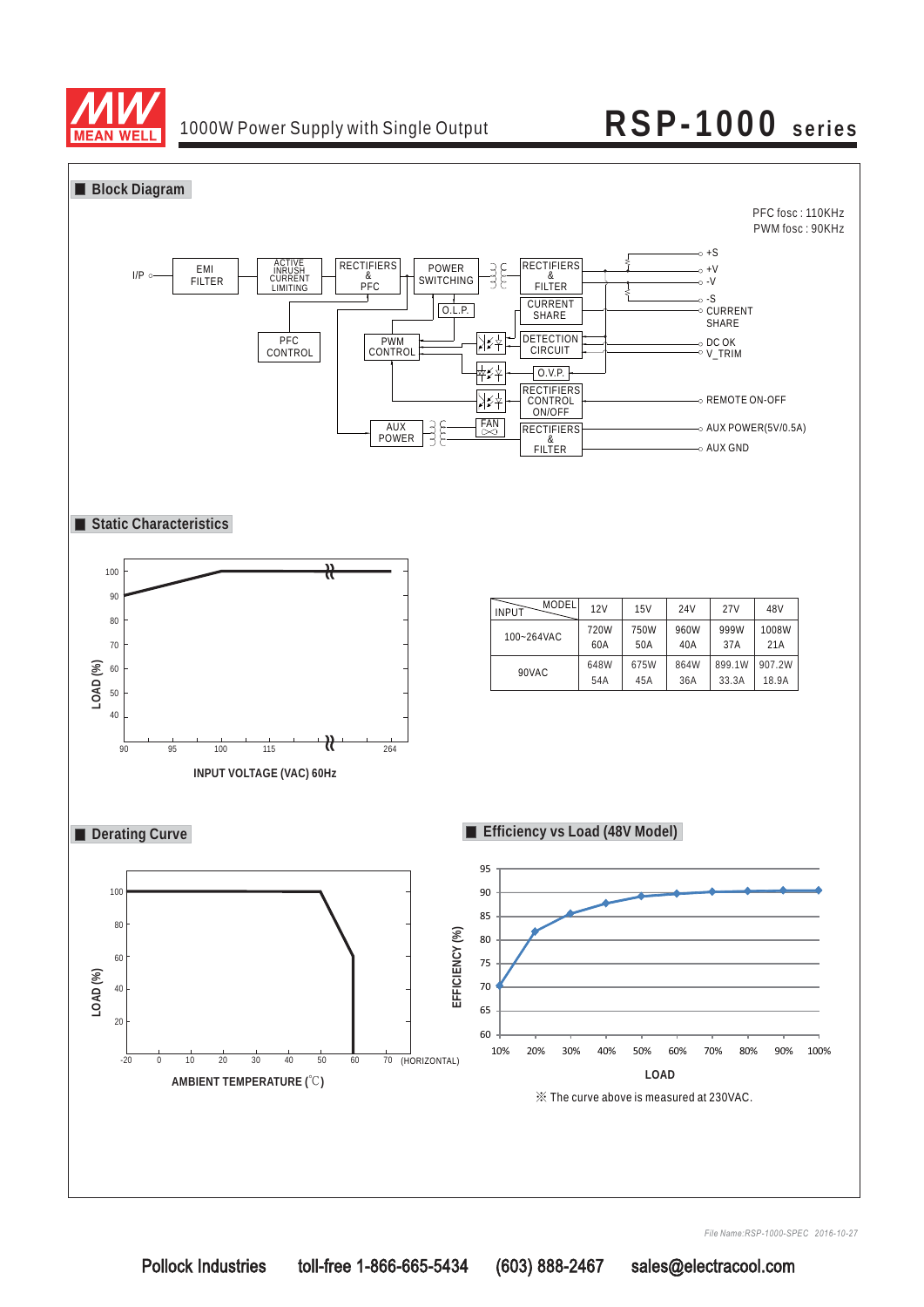# 1000W Power Supply with Single Output — RSP-1000 series

## Block Diagram

PFC fosc : 110KHz
PWM fosc : 90KHz

I/P → EMI FILTER → ACTIVE INRUSH CURRENT LIMITING → RECTIFIERS & PFC → POWER SWITCHING → RECTIFIERS & FILTER → +S, +V, -V, -S

CURRENT SHARE → CURRENT SHARE

DETECTION CIRCUIT → DC OK, V_TRIM

O.L.P., PFC CONTROL, PWM CONTROL, O.V.P.

RECTIFIERS CONTROL ON/OFF → REMOTE ON-OFF

AUX POWER → FAN, RECTIFIERS & FILTER → AUX POWER(5V/0.5A), AUX GND

## Static Characteristics

LOAD (%) vs INPUT VOLTAGE (VAC) 60Hz (90, 95, 100, 115, 264)

| INPUT \ MODEL | 12V | 15V | 24V | 27V | 48V |
|---|---|---|---|---|---|
| 100~264VAC | 720W 60A | 750W 50A | 960W 40A | 999W 37A | 1008W 21A |
| 90VAC | 648W 54A | 675W 45A | 864W 36A | 899.1W 33.3A | 907.2W 18.9A |

## Derating Curve

LOAD (%) vs AMBIENT TEMPERATURE (℃) (-20, 0, 10, 20, 30, 40, 50, 60, 70 (HORIZONTAL))

## Efficiency vs Load (48V Model)

EFFICIENCY (%) vs LOAD (10%–100%)

※ The curve above is measured at 230VAC.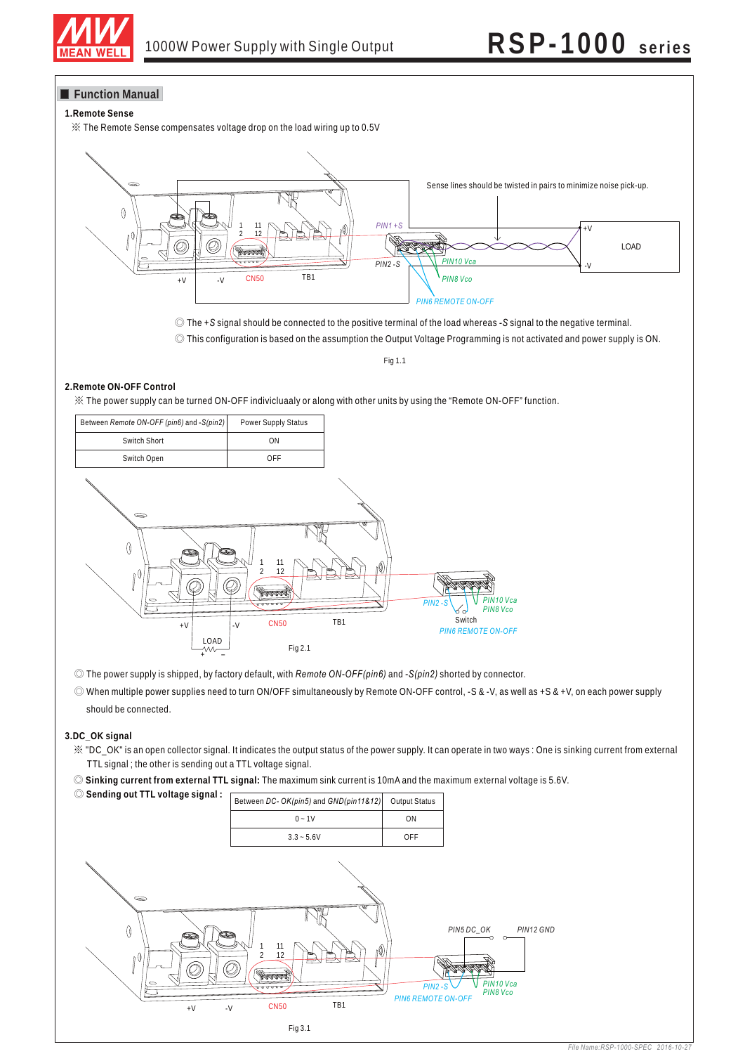## Function Manual

### 1.Remote Sense

※ The Remote Sense compensates voltage drop on the load wiring up to 0.5V

Sense lines should be twisted in pairs to minimize noise pick-up.

◎ The *+S* signal should be connected to the positive terminal of the load whereas *-S* signal to the negative terminal.

◎ This configuration is based on the assumption the Output Voltage Programming is not activated and power supply is ON.

Fig 1.1

### 2.Remote ON-OFF Control

※ The power supply can be turned ON-OFF indiviciuaaly or along with other units by using the "Remote ON-OFF" function.

| Between *Remote ON-OFF (pin6)* and *-S(pin2)* | Power Supply Status |
|---|---|
| Switch Short | ON |
| Switch Open | OFF |

Fig 2.1

◎ The power supply is shipped, by factory default, with *Remote ON-OFF(pin6)* and *-S(pin2)* shorted by connector.

◎ When multiple power supplies need to turn ON/OFF simultaneously by Remote ON-OFF control, -S & -V, as well as +S & +V, on each power supply should be connected.

### 3.DC_OK signal

※ "DC_OK" is an open collector signal. It indicates the output status of the power supply. It can operate in two ways : One is sinking current from external TTL signal ; the other is sending out a TTL voltage signal.

◎ **Sinking current from external TTL signal:** The maximum sink current is 10mA and the maximum external voltage is 5.6V.

◎ **Sending out TTL voltage signal :**

| Between *DC- OK(pin5)* and *GND(pin11&12)* | Output Status |
|---|---|
| 0 ~ 1V | ON |
| 3.3 ~ 5.6V | OFF |

Fig 3.1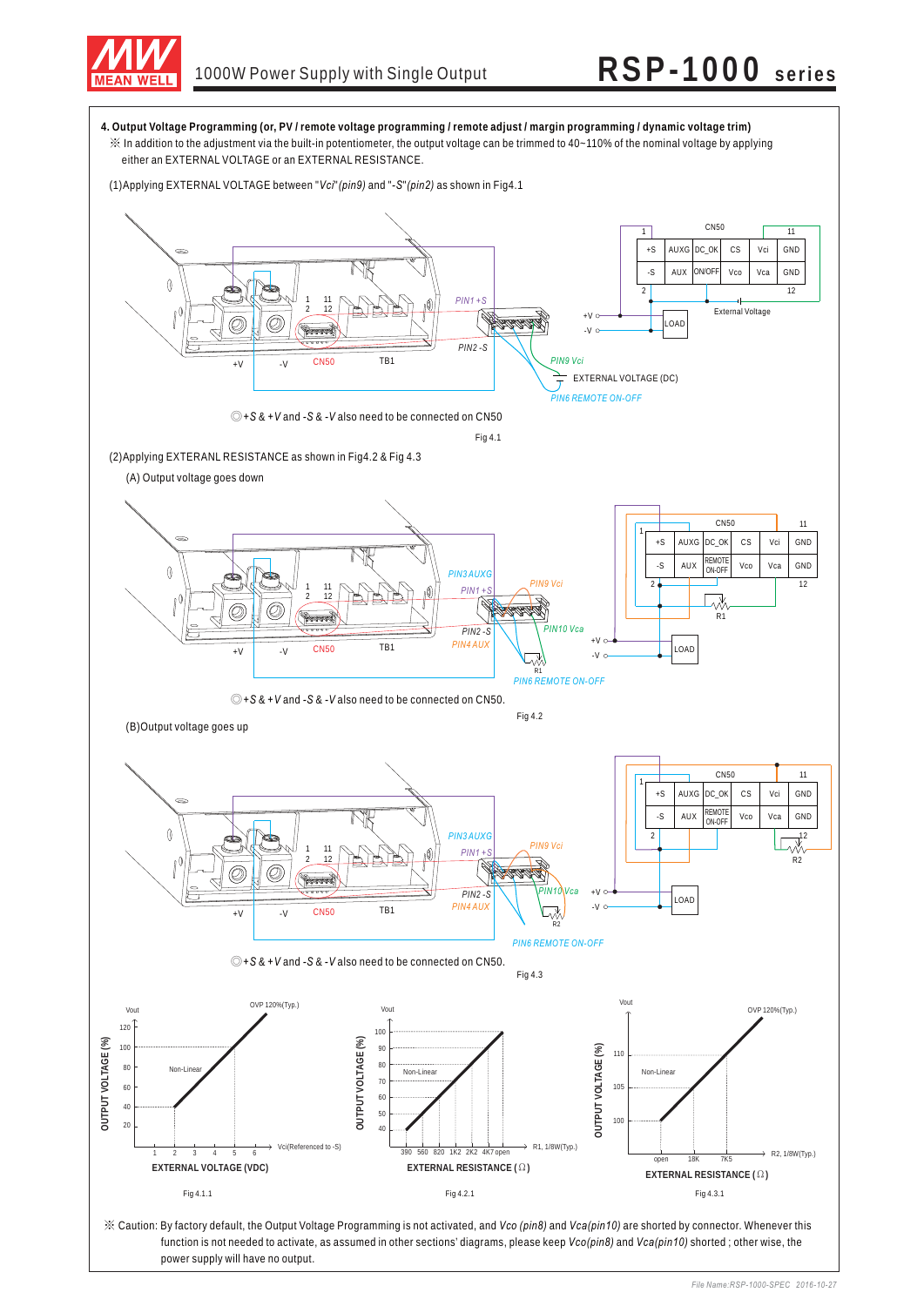**4. Output Voltage Programming (or, PV / remote voltage programming / remote adjust / margin programming / dynamic voltage trim)**

※ In addition to the adjustment via the built-in potentiometer, the output voltage can be trimmed to 40~110% of the nominal voltage by applying either an EXTERNAL VOLTAGE or an EXTERNAL RESISTANCE.

(1)Applying EXTERNAL VOLTAGE between "*Vci*"*(pin9)* and "*-S*"*(pin2)* as shown in Fig4.1

◎+*S* & +*V* and -*S* & -*V* also need to be connected on CN50

Fig 4.1

(2)Applying EXTERANL RESISTANCE as shown in Fig4.2 & Fig 4.3

(A) Output voltage goes down

◎+*S* & +*V* and -*S* & -*V* also need to be connected on CN50.

Fig 4.2

(B)Output voltage goes up

◎+*S* & +*V* and -*S* & -*V* also need to be connected on CN50.

Fig 4.3

Fig 4.1.1

Fig 4.2.1

Fig 4.3.1

※ Caution: By factory default, the Output Voltage Programming is not activated, and *Vco (pin8)* and *Vca(pin10)* are shorted by connector. Whenever this function is not needed to activate, as assumed in other sections' diagrams, please keep *Vco(pin8)* and *Vca(pin10)* shorted ; other wise, the power supply will have no output.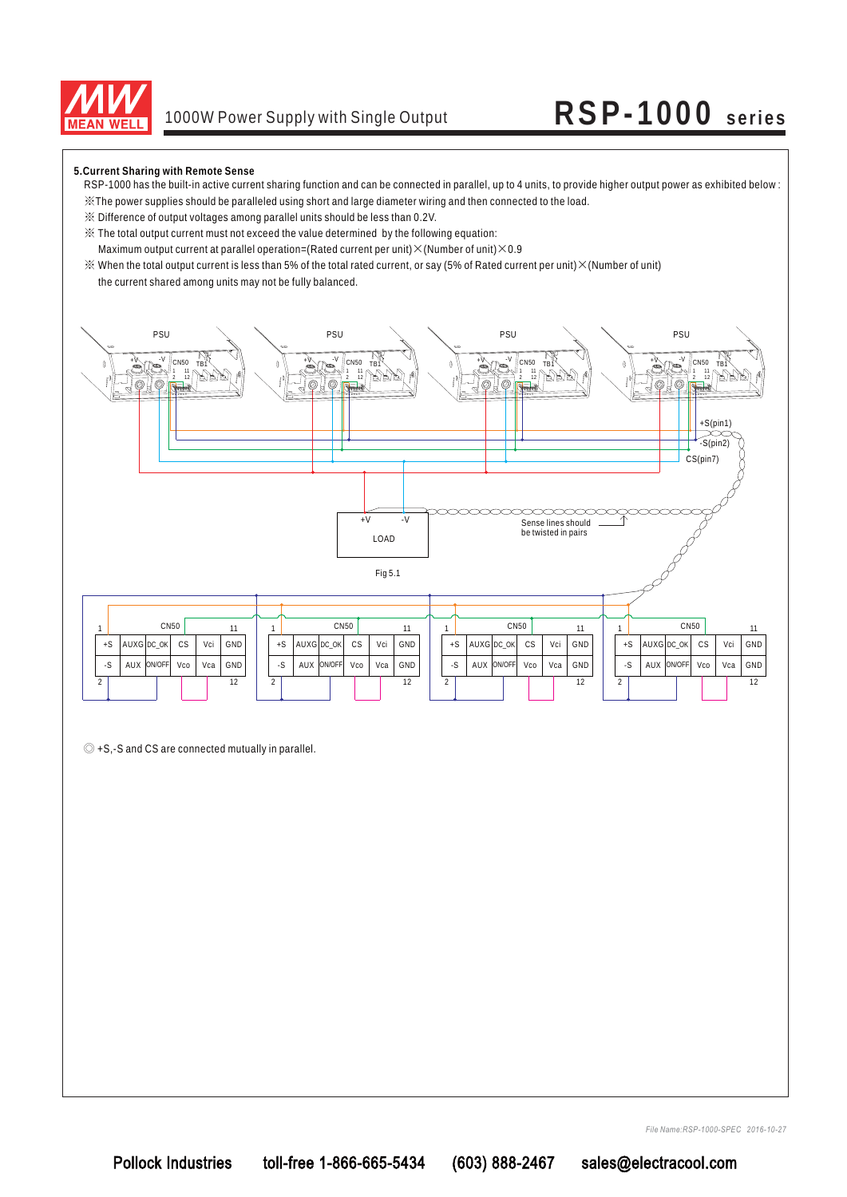### 5.Current Sharing with Remote Sense

RSP-1000 has the built-in active current sharing function and can be connected in parallel, up to 4 units, to provide higher output power as exhibited below :

※The power supplies should be paralleled using short and large diameter wiring and then connected to the load.

※ Difference of output voltages among parallel units should be less than 0.2V.

※ The total output current must not exceed the value determined by the following equation:

Maximum output current at parallel operation=(Rated current per unit)×(Number of unit)×0.9

※ When the total output current is less than 5% of the total rated current, or say (5% of Rated current per unit)×(Number of unit) the current shared among units may not be fully balanced.

PSU PSU PSU PSU

+S(pin1)

-S(pin2)

CS(pin7)

+V -V

LOAD

Sense lines should be twisted in pairs

Fig 5.1

| 1 | CN50 | | | | 11 |
|---|---|---|---|---|---|
| +S | AUXG | DC_OK | CS | Vci | GND |
| -S | AUX | ON/OFF | Vco | Vca | GND |
| 2 | | | | | 12 |

◎ +S,-S and CS are connected mutually in parallel.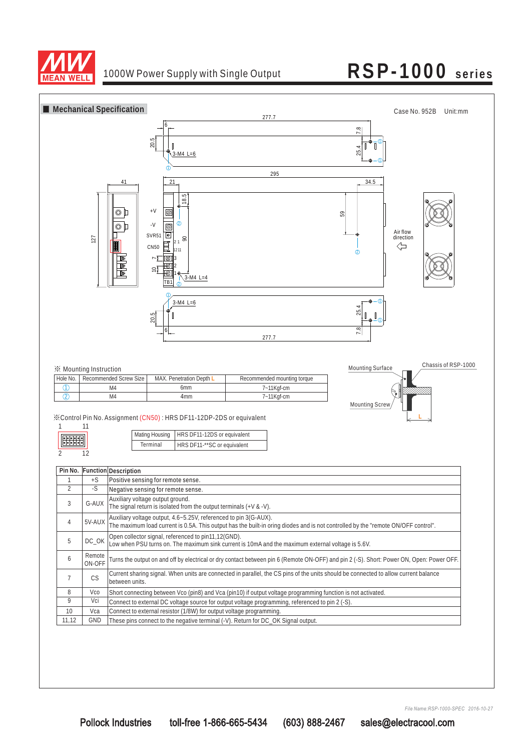## Mechanical Specification

Case No. 952B Unit:mm

※ Mounting Instruction

| Hole No. | Recommended Screw Size | MAX. Penetration Depth L | Recommended mounting torque |
|---|---|---|---|
| ① | M4 | 6mm | 7~11Kgf-cm |
| ② | M4 | 4mm | 7~11Kgf-cm |

※Control Pin No. Assignment (CN50) : HRS DF11-12DP-2DS or equivalent

| Mating Housing | HRS DF11-12DS or equivalent |
|---|---|
| Terminal | HRS DF11-**SC or equivalent |

| Pin No. | Function | Description |
|---|---|---|
| 1 | +S | Positive sensing for remote sense. |
| 2 | -S | Negative sensing for remote sense. |
| 3 | G-AUX | Auxiliary voltage output ground. The signal return is isolated from the output terminals (+V & -V). |
| 4 | 5V-AUX | Auxiliary voltage output, 4.6~5.25V, referenced to pin 3(G-AUX). The maximum load current is 0.5A. This output has the built-in oring diodes and is not controlled by the "remote ON/OFF control". |
| 5 | DC_OK | Open collector signal, referenced to pin11,12(GND). Low when PSU turns on. The maximum sink current is 10mA and the maximum external voltage is 5.6V. |
| 6 | Remote ON-OFF | Turns the output on and off by electrical or dry contact between pin 6 (Remote ON-OFF) and pin 2 (-S). Short: Power ON, Open: Power OFF. |
| 7 | CS | Current sharing signal. When units are connected in parallel, the CS pins of the units should be connected to allow current balance between units. |
| 8 | Vco | Short connecting between Vco (pin8) and Vca (pin10) if output voltage programming function is not activated. |
| 9 | Vci | Connect to external DC voltage source for output voltage programming, referenced to pin 2 (-S). |
| 10 | Vca | Connect to external resistor (1/8W) for output voltage programming. |
| 11,12 | GND | These pins connect to the negative terminal (-V). Return for DC_OK Signal output. |

File Name:RSP-1000-SPEC 2016-10-27

Pollock Industries toll-free 1-866-665-5434 (603) 888-2467 sales@electracool.com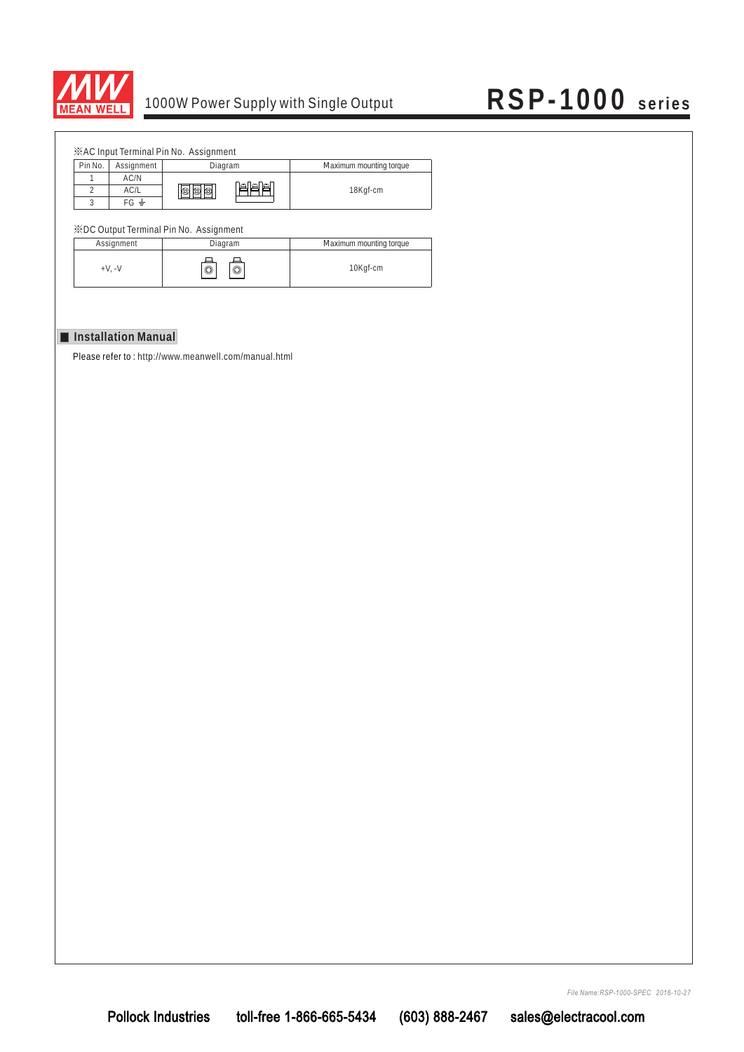※AC Input Terminal Pin No. Assignment

| Pin No. | Assignment | Diagram | Maximum mounting torque |
|---|---|---|---|
| 1 | AC/N | | 18Kgf-cm |
| 2 | AC/L | | |
| 3 | FG ⏚ | | |

※DC Output Terminal Pin No. Assignment

| Assignment | Diagram | Maximum mounting torque |
|---|---|---|
| +V, -V | | 10Kgf-cm |

## Installation Manual

Please refer to : http://www.meanwell.com/manual.html

File Name:RSP-1000-SPEC 2016-10-27

Pollock Industries toll-free 1-866-665-5434 (603) 888-2467 sales@electracool.com